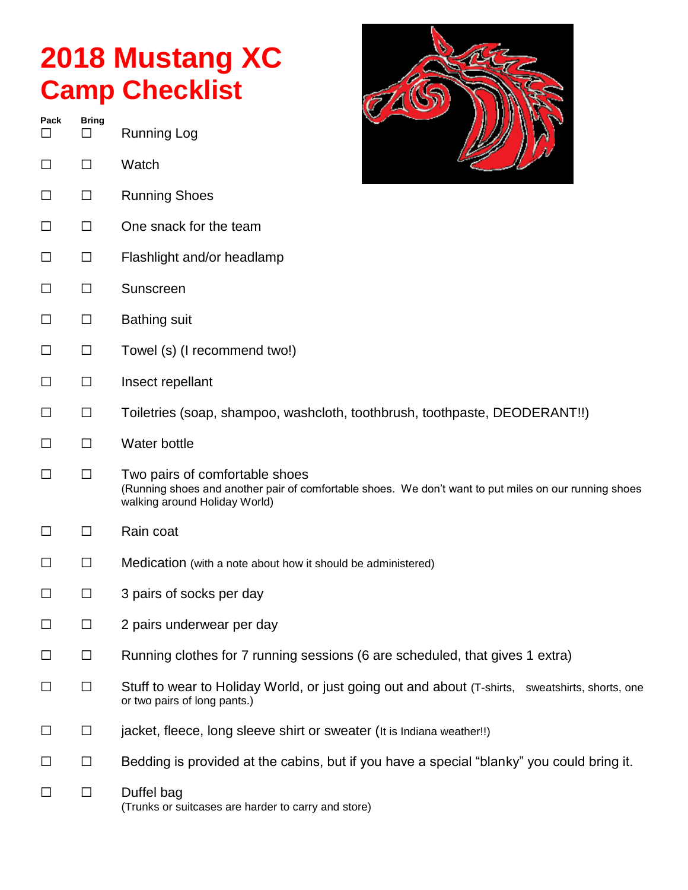# 2018 Mustang XC Camp Checklist

| Pack | Bring | |
|---|---|---|
| ☐ | ☐ | Running Log |
| ☐ | ☐ | Watch |
| ☐ | ☐ | Running Shoes |
| ☐ | ☐ | One snack for the team |
| ☐ | ☐ | Flashlight and/or headlamp |
| ☐ | ☐ | Sunscreen |
| ☐ | ☐ | Bathing suit |
| ☐ | ☐ | Towel (s) (I recommend two!) |
| ☐ | ☐ | Insect repellant |
| ☐ | ☐ | Toiletries (soap, shampoo, washcloth, toothbrush, toothpaste, DEODERANT!!) |
| ☐ | ☐ | Water bottle |
| ☐ | ☐ | Two pairs of comfortable shoes (Running shoes and another pair of comfortable shoes. We don't want to put miles on our running shoes walking around Holiday World) |
| ☐ | ☐ | Rain coat |
| ☐ | ☐ | Medication (with a note about how it should be administered) |
| ☐ | ☐ | 3 pairs of socks per day |
| ☐ | ☐ | 2 pairs underwear per day |
| ☐ | ☐ | Running clothes for 7 running sessions (6 are scheduled, that gives 1 extra) |
| ☐ | ☐ | Stuff to wear to Holiday World, or just going out and about (T-shirts, sweatshirts, shorts, one or two pairs of long pants.) |
| ☐ | ☐ | jacket, fleece, long sleeve shirt or sweater (It is Indiana weather!!) |
| ☐ | ☐ | Bedding is provided at the cabins, but if you have a special "blanky" you could bring it. |
| ☐ | ☐ | Duffel bag (Trunks or suitcases are harder to carry and store) |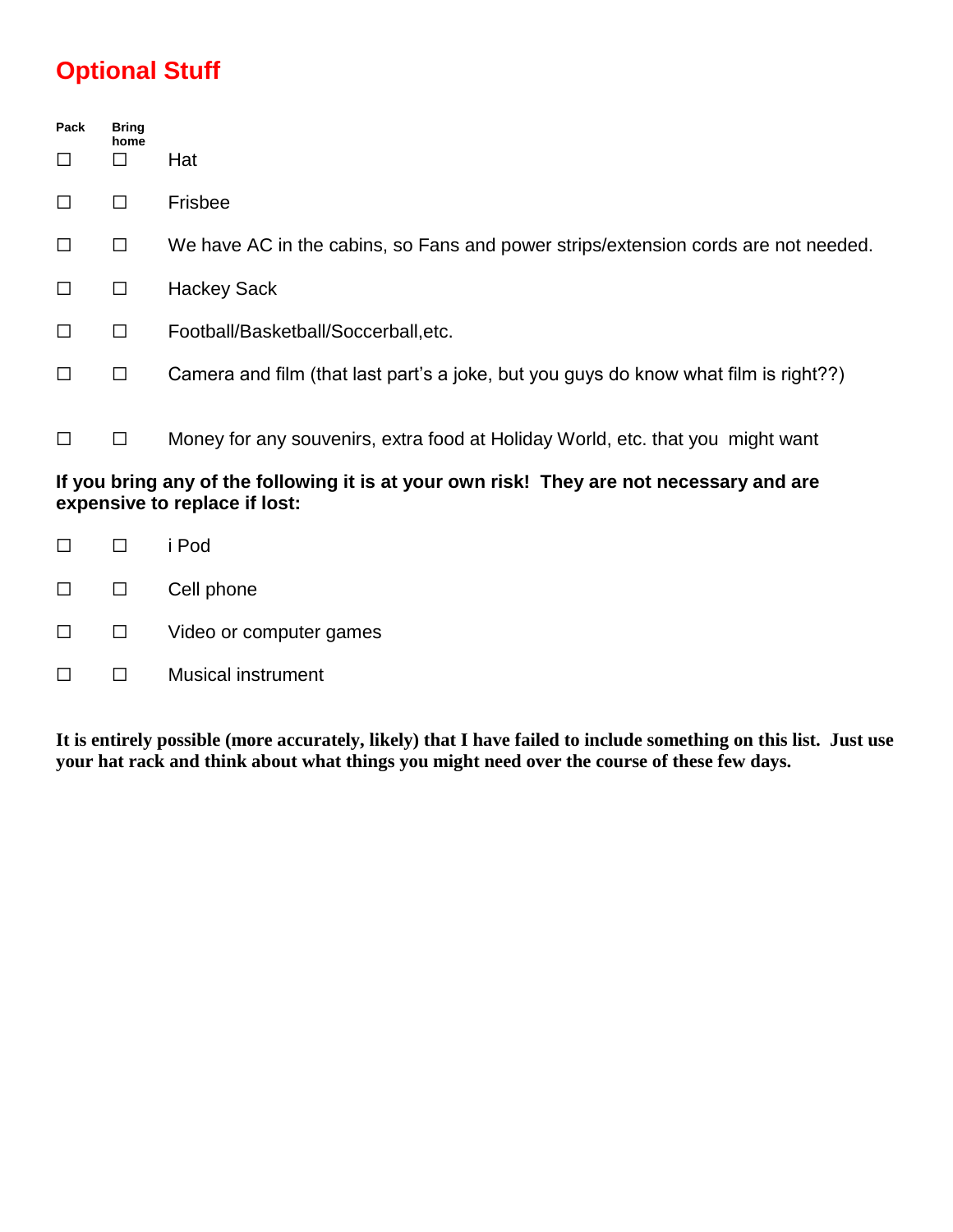# Optional Stuff

| Pack | Bring home | |
|---|---|---|
| ☐ | ☐ | Hat |
| ☐ | ☐ | Frisbee |
| ☐ | ☐ | We have AC in the cabins, so Fans and power strips/extension cords are not needed. |
| ☐ | ☐ | Hackey Sack |
| ☐ | ☐ | Football/Basketball/Soccerball,etc. |
| ☐ | ☐ | Camera and film (that last part's a joke, but you guys do know what film is right??) |
| ☐ | ☐ | Money for any souvenirs, extra food at Holiday World, etc. that you might want |

**If you bring any of the following it is at your own risk! They are not necessary and are expensive to replace if lost:**

| | | |
|---|---|---|
| ☐ | ☐ | i Pod |
| ☐ | ☐ | Cell phone |
| ☐ | ☐ | Video or computer games |
| ☐ | ☐ | Musical instrument |

**It is entirely possible (more accurately, likely) that I have failed to include something on this list. Just use your hat rack and think about what things you might need over the course of these few days.**